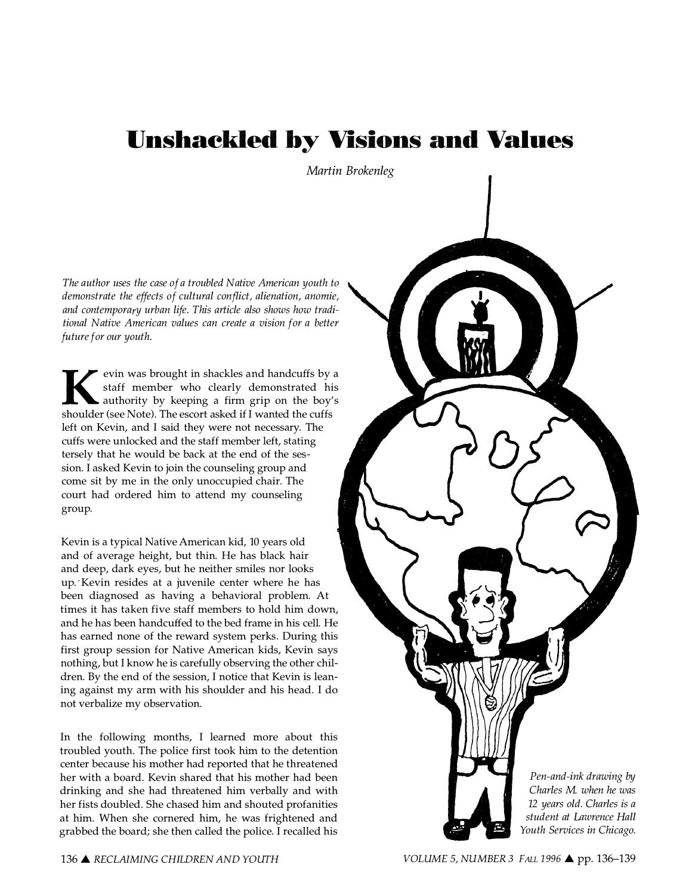# Unshackled by Visions and Values

*Martin Brokenleg*

*The author uses the case of a troubled Native American youth to demonstrate the effects of cultural conflict, alienation, anomie, and contemporary urban life. This article also shows how traditional Native American values can create a vision for a better future for our youth.*

Kevin was brought in shackles and handcuffs by a staff member who clearly demonstrated his authority by keeping a firm grip on the boy's shoulder (see Note). The escort asked if I wanted the cuffs left on Kevin, and I said they were not necessary. The cuffs were unlocked and the staff member left, stating tersely that he would be back at the end of the session. I asked Kevin to join the counseling group and come sit by me in the only unoccupied chair. The court had ordered him to attend my counseling group.

Kevin is a typical Native American kid, 10 years old and of average height, but thin. He has black hair and deep, dark eyes, but he neither smiles nor looks up. Kevin resides at a juvenile center where he has been diagnosed as having a behavioral problem. At times it has taken five staff members to hold him down, and he has been handcuffed to the bed frame in his cell. He has earned none of the reward system perks. During this first group session for Native American kids, Kevin says nothing, but I know he is carefully observing the other children. By the end of the session, I notice that Kevin is leaning against my arm with his shoulder and his head. I do not verbalize my observation.

In the following months, I learned more about this troubled youth. The police first took him to the detention center because his mother had reported that he threatened her with a board. Kevin shared that his mother had been drinking and she had threatened him verbally and with her fists doubled. She chased him and shouted profanities at him. When she cornered him, he was frightened and grabbed the board; she then called the police. I recalled his

*Pen-and-ink drawing by Charles M. when he was 12 years old. Charles is a student at Lawrence Hall Youth Services in Chicago.*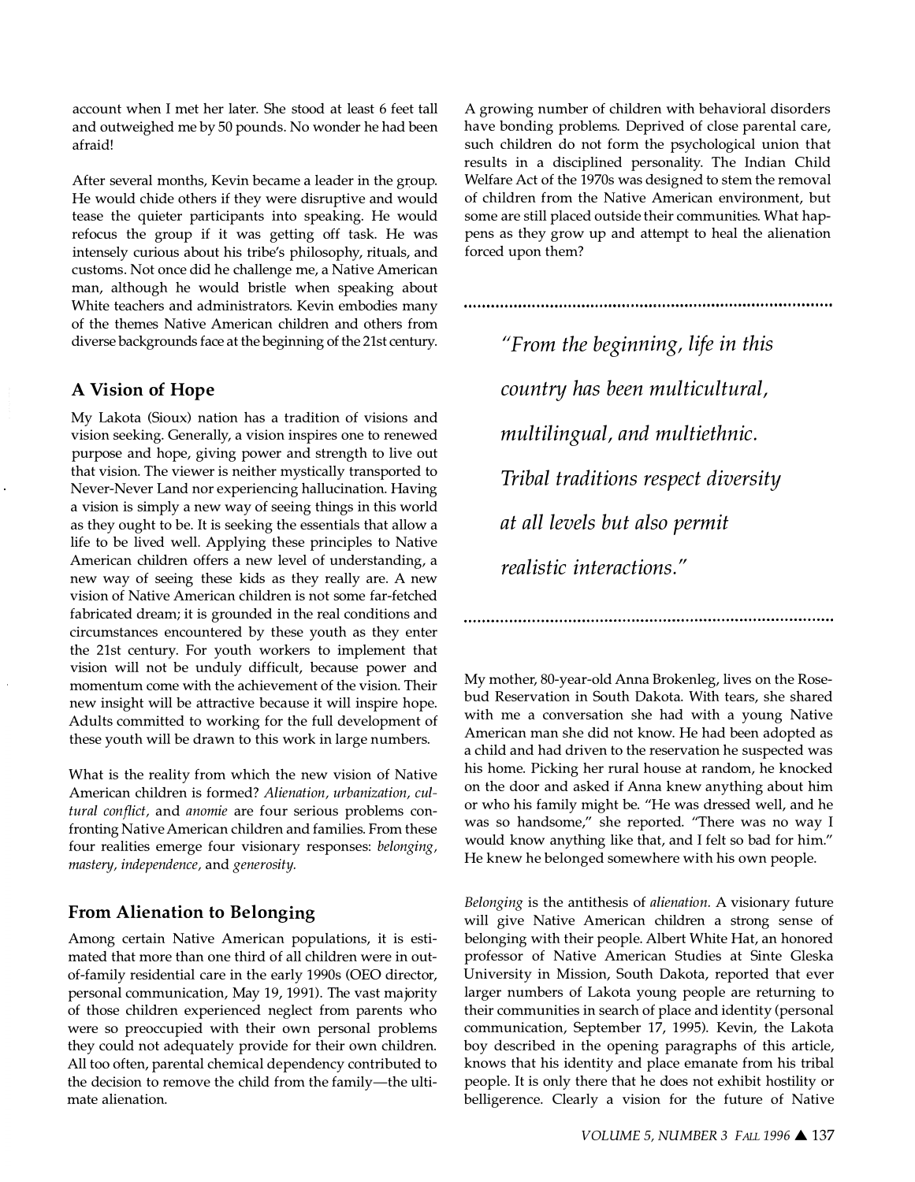account when I met her later. She stood at least 6 feet tall and outweighed me by 50 pounds. No wonder he had been afraid!

After several months, Kevin became a leader in the group. He would chide others if they were disruptive and would tease the quieter participants into speaking. He would refocus the group if it was getting off task. He was intensely curious about his tribe's philosophy, rituals, and customs. Not once did he challenge me, a Native American man, although he would bristle when speaking about White teachers and administrators. Kevin embodies many of the themes Native American children and others from diverse backgrounds face at the beginning of the 21st century.

## A Vision of Hope

My Lakota (Sioux) nation has a tradition of visions and vision seeking. Generally, a vision inspires one to renewed purpose and hope, giving power and strength to live out that vision. The viewer is neither mystically transported to Never-Never Land nor experiencing hallucination. Having a vision is simply a new way of seeing things in this world as they ought to be. It is seeking the essentials that allow a life to be lived well. Applying these principles to Native American children offers a new level of understanding, a new way of seeing these kids as they really are. A new vision of Native American children is not some far-fetched fabricated dream; it is grounded in the real conditions and circumstances encountered by these youth as they enter the 21st century. For youth workers to implement that vision will not be unduly difficult, because power and momentum come with the achievement of the vision. Their new insight will be attractive because it will inspire hope. Adults committed to working for the full development of these youth will be drawn to this work in large numbers.

What is the reality from which the new vision of Native American children is formed? *Alienation*, *urbanization*, *cultural conflict*, and *anomie* are four serious problems confronting Native American children and families. From these four realities emerge four visionary responses: *belonging*, *mastery*, *independence*, and *generosity*.

## From Alienation to Belonging

Among certain Native American populations, it is estimated that more than one third of all children were in out-of-family residential care in the early 1990s (OEO director, personal communication, May 19, 1991). The vast majority of those children experienced neglect from parents who were so preoccupied with their own personal problems they could not adequately provide for their own children. All too often, parental chemical dependency contributed to the decision to remove the child from the family—the ultimate alienation.

A growing number of children with behavioral disorders have bonding problems. Deprived of close parental care, such children do not form the psychological union that results in a disciplined personality. The Indian Child Welfare Act of the 1970s was designed to stem the removal of children from the Native American environment, but some are still placed outside their communities. What happens as they grow up and attempt to heal the alienation forced upon them?

> *"From the beginning, life in this country has been multicultural, multilingual, and multiethnic. Tribal traditions respect diversity at all levels but also permit realistic interactions."*

My mother, 80-year-old Anna Brokenleg, lives on the Rosebud Reservation in South Dakota. With tears, she shared with me a conversation she had with a young Native American man she did not know. He had been adopted as a child and had driven to the reservation he suspected was his home. Picking her rural house at random, he knocked on the door and asked if Anna knew anything about him or who his family might be. "He was dressed well, and he was so handsome," she reported. "There was no way I would know anything like that, and I felt so bad for him." He knew he belonged somewhere with his own people.

*Belonging* is the antithesis of *alienation*. A visionary future will give Native American children a strong sense of belonging with their people. Albert White Hat, an honored professor of Native American Studies at Sinte Gleska University in Mission, South Dakota, reported that ever larger numbers of Lakota young people are returning to their communities in search of place and identity (personal communication, September 17, 1995). Kevin, the Lakota boy described in the opening paragraphs of this article, knows that his identity and place emanate from his tribal people. It is only there that he does not exhibit hostility or belligerence. Clearly a vision for the future of Native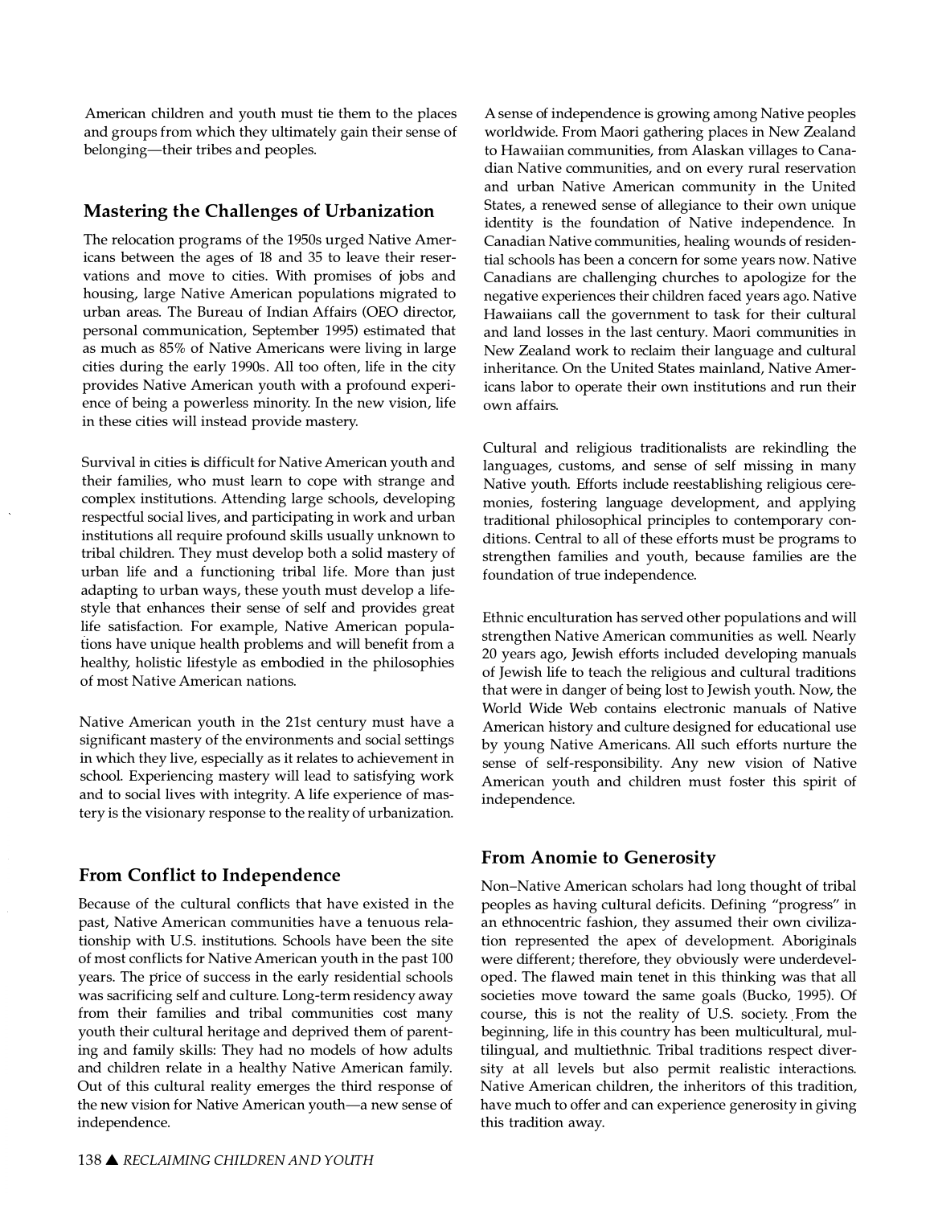American children and youth must tie them to the places and groups from which they ultimately gain their sense of belonging—their tribes and peoples.

## Mastering the Challenges of Urbanization

The relocation programs of the 1950s urged Native Americans between the ages of 18 and 35 to leave their reservations and move to cities. With promises of jobs and housing, large Native American populations migrated to urban areas. The Bureau of Indian Affairs (OEO director, personal communication, September 1995) estimated that as much as 85% of Native Americans were living in large cities during the early 1990s. All too often, life in the city provides Native American youth with a profound experience of being a powerless minority. In the new vision, life in these cities will instead provide mastery.

Survival in cities is difficult for Native American youth and their families, who must learn to cope with strange and complex institutions. Attending large schools, developing respectful social lives, and participating in work and urban institutions all require profound skills usually unknown to tribal children. They must develop both a solid mastery of urban life and a functioning tribal life. More than just adapting to urban ways, these youth must develop a lifestyle that enhances their sense of self and provides great life satisfaction. For example, Native American populations have unique health problems and will benefit from a healthy, holistic lifestyle as embodied in the philosophies of most Native American nations.

Native American youth in the 21st century must have a significant mastery of the environments and social settings in which they live, especially as it relates to achievement in school. Experiencing mastery will lead to satisfying work and to social lives with integrity. A life experience of mastery is the visionary response to the reality of urbanization.

## From Conflict to Independence

Because of the cultural conflicts that have existed in the past, Native American communities have a tenuous relationship with U.S. institutions. Schools have been the site of most conflicts for Native American youth in the past 100 years. The price of success in the early residential schools was sacrificing self and culture. Long-term residency away from their families and tribal communities cost many youth their cultural heritage and deprived them of parenting and family skills: They had no models of how adults and children relate in a healthy Native American family. Out of this cultural reality emerges the third response of the new vision for Native American youth—a new sense of independence.

A sense of independence is growing among Native peoples worldwide. From Maori gathering places in New Zealand to Hawaiian communities, from Alaskan villages to Canadian Native communities, and on every rural reservation and urban Native American community in the United States, a renewed sense of allegiance to their own unique identity is the foundation of Native independence. In Canadian Native communities, healing wounds of residential schools has been a concern for some years now. Native Canadians are challenging churches to apologize for the negative experiences their children faced years ago. Native Hawaiians call the government to task for their cultural and land losses in the last century. Maori communities in New Zealand work to reclaim their language and cultural inheritance. On the United States mainland, Native Americans labor to operate their own institutions and run their own affairs.

Cultural and religious traditionalists are rekindling the languages, customs, and sense of self missing in many Native youth. Efforts include reestablishing religious ceremonies, fostering language development, and applying traditional philosophical principles to contemporary conditions. Central to all of these efforts must be programs to strengthen families and youth, because families are the foundation of true independence.

Ethnic enculturation has served other populations and will strengthen Native American communities as well. Nearly 20 years ago, Jewish efforts included developing manuals of Jewish life to teach the religious and cultural traditions that were in danger of being lost to Jewish youth. Now, the World Wide Web contains electronic manuals of Native American history and culture designed for educational use by young Native Americans. All such efforts nurture the sense of self-responsibility. Any new vision of Native American youth and children must foster this spirit of independence.

## From Anomie to Generosity

Non–Native American scholars had long thought of tribal peoples as having cultural deficits. Defining "progress" in an ethnocentric fashion, they assumed their own civilization represented the apex of development. Aboriginals were different; therefore, they obviously were underdeveloped. The flawed main tenet in this thinking was that all societies move toward the same goals (Bucko, 1995). Of course, this is not the reality of U.S. society. From the beginning, life in this country has been multicultural, multilingual, and multiethnic. Tribal traditions respect diversity at all levels but also permit realistic interactions. Native American children, the inheritors of this tradition, have much to offer and can experience generosity in giving this tradition away.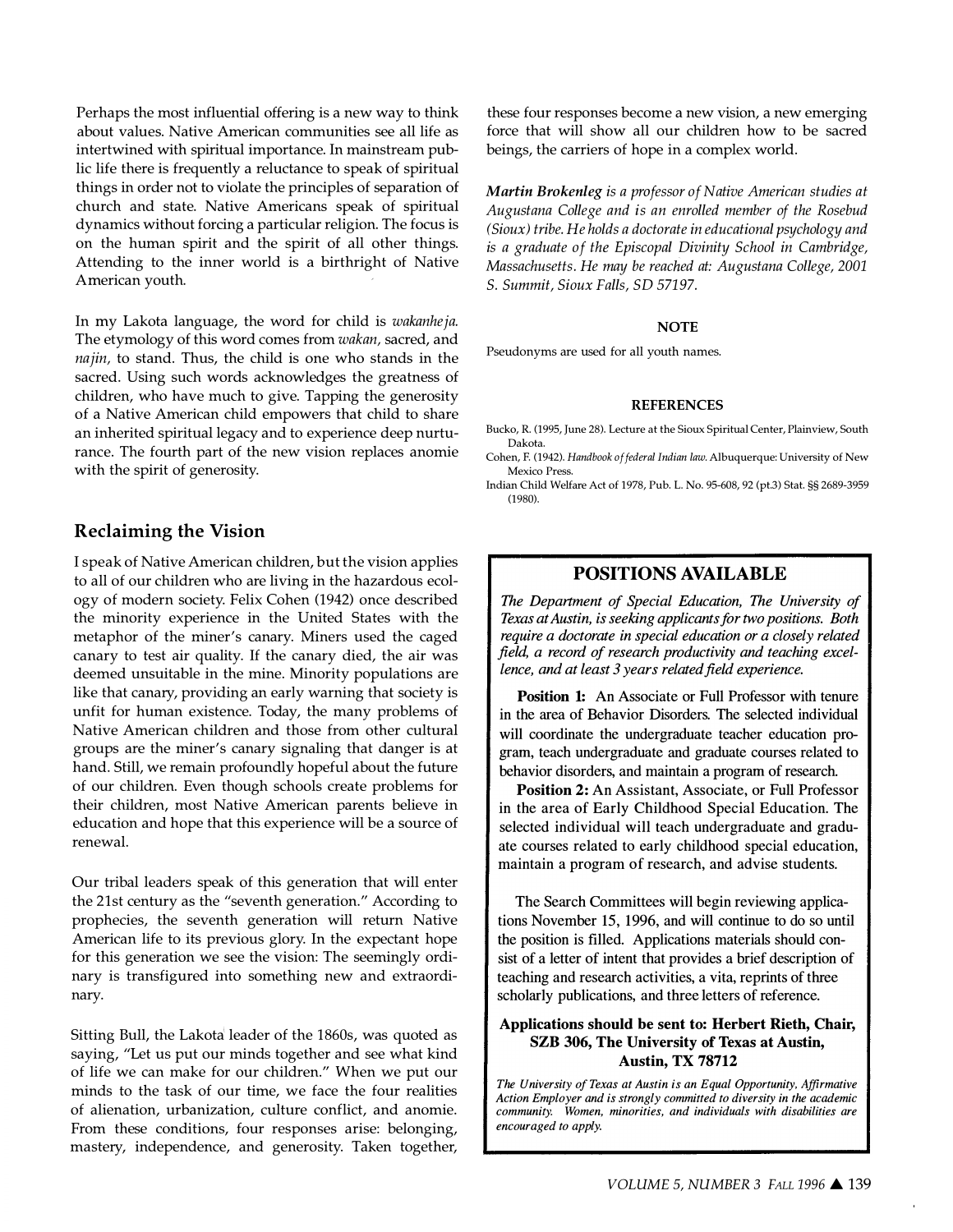Perhaps the most influential offering is a new way to think about values. Native American communities see all life as intertwined with spiritual importance. In mainstream public life there is frequently a reluctance to speak of spiritual things in order not to violate the principles of separation of church and state. Native Americans speak of spiritual dynamics without forcing a particular religion. The focus is on the human spirit and the spirit of all other things. Attending to the inner world is a birthright of Native American youth.

In my Lakota language, the word for child is *wakanheja*. The etymology of this word comes from *wakan*, sacred, and *najin*, to stand. Thus, the child is one who stands in the sacred. Using such words acknowledges the greatness of children, who have much to give. Tapping the generosity of a Native American child empowers that child to share an inherited spiritual legacy and to experience deep nurturance. The fourth part of the new vision replaces anomie with the spirit of generosity.

## Reclaiming the Vision

I speak of Native American children, but the vision applies to all of our children who are living in the hazardous ecology of modern society. Felix Cohen (1942) once described the minority experience in the United States with the metaphor of the miner's canary. Miners used the caged canary to test air quality. If the canary died, the air was deemed unsuitable in the mine. Minority populations are like that canary, providing an early warning that society is unfit for human existence. Today, the many problems of Native American children and those from other cultural groups are the miner's canary signaling that danger is at hand. Still, we remain profoundly hopeful about the future of our children. Even though schools create problems for their children, most Native American parents believe in education and hope that this experience will be a source of renewal.

Our tribal leaders speak of this generation that will enter the 21st century as the "seventh generation." According to prophecies, the seventh generation will return Native American life to its previous glory. In the expectant hope for this generation we see the vision: The seemingly ordinary is transfigured into something new and extraordinary.

Sitting Bull, the Lakota leader of the 1860s, was quoted as saying, "Let us put our minds together and see what kind of life we can make for our children." When we put our minds to the task of our time, we face the four realities of alienation, urbanization, culture conflict, and anomie. From these conditions, four responses arise: belonging, mastery, independence, and generosity. Taken together, these four responses become a new vision, a new emerging force that will show all our children how to be sacred beings, the carriers of hope in a complex world.

***Martin Brokenleg*** *is a professor of Native American studies at Augustana College and is an enrolled member of the Rosebud (Sioux) tribe. He holds a doctorate in educational psychology and is a graduate of the Episcopal Divinity School in Cambridge, Massachusetts. He may be reached at: Augustana College, 2001 S. Summit, Sioux Falls, SD 57197.*

### NOTE

Pseudonyms are used for all youth names.

### REFERENCES

Bucko, R. (1995, June 28). Lecture at the Sioux Spiritual Center, Plainview, South Dakota.

Cohen, F. (1942). *Handbook of federal Indian law.* Albuquerque: University of New Mexico Press.

Indian Child Welfare Act of 1978, Pub. L. No. 95-608, 92 (pt.3) Stat. §§ 2689-3959 (1980).

---

## POSITIONS AVAILABLE

*The Department of Special Education, The University of Texas at Austin, is seeking applicants for two positions. Both require a doctorate in special education or a closely related field, a record of research productivity and teaching excellence, and at least 3 years related field experience.*

**Position 1:** An Associate or Full Professor with tenure in the area of Behavior Disorders. The selected individual will coordinate the undergraduate teacher education program, teach undergraduate and graduate courses related to behavior disorders, and maintain a program of research.

**Position 2:** An Assistant, Associate, or Full Professor in the area of Early Childhood Special Education. The selected individual will teach undergraduate and graduate courses related to early childhood special education, maintain a program of research, and advise students.

The Search Committees will begin reviewing applications November 15, 1996, and will continue to do so until the position is filled. Applications materials should consist of a letter of intent that provides a brief description of teaching and research activities, a vita, reprints of three scholarly publications, and three letters of reference.

**Applications should be sent to: Herbert Rieth, Chair, SZB 306, The University of Texas at Austin, Austin, TX 78712**

*The University of Texas at Austin is an Equal Opportunity, Affirmative Action Employer and is strongly committed to diversity in the academic community. Women, minorities, and individuals with disabilities are encouraged to apply.*